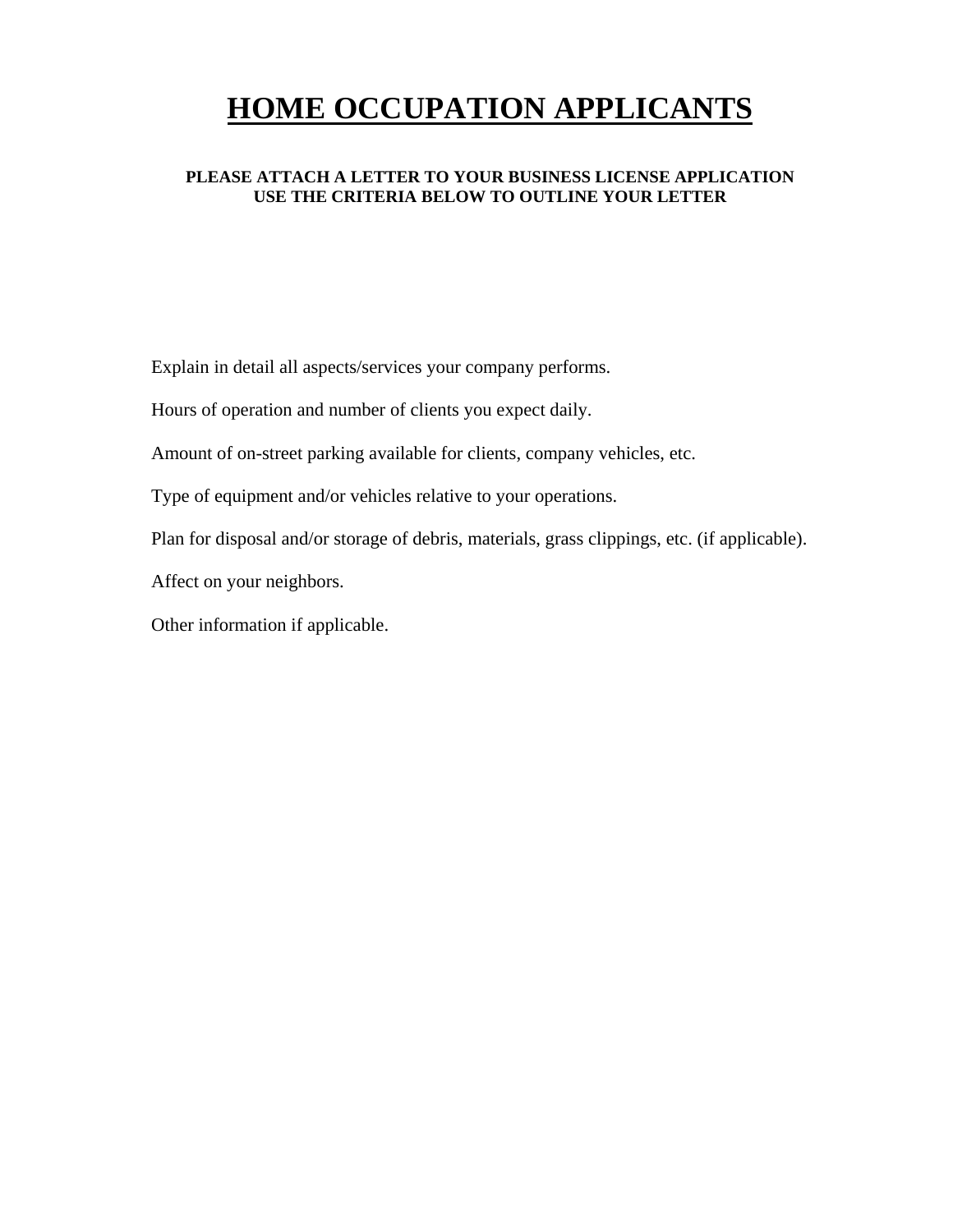# HOME OCCUPATION APPLICANTS

**PLEASE ATTACH A LETTER TO YOUR BUSINESS LICENSE APPLICATION**
**USE THE CRITERIA BELOW TO OUTLINE YOUR LETTER**

Explain in detail all aspects/services your company performs.

Hours of operation and number of clients you expect daily.

Amount of on-street parking available for clients, company vehicles, etc.

Type of equipment and/or vehicles relative to your operations.

Plan for disposal and/or storage of debris, materials, grass clippings, etc. (if applicable).

Affect on your neighbors.

Other information if applicable.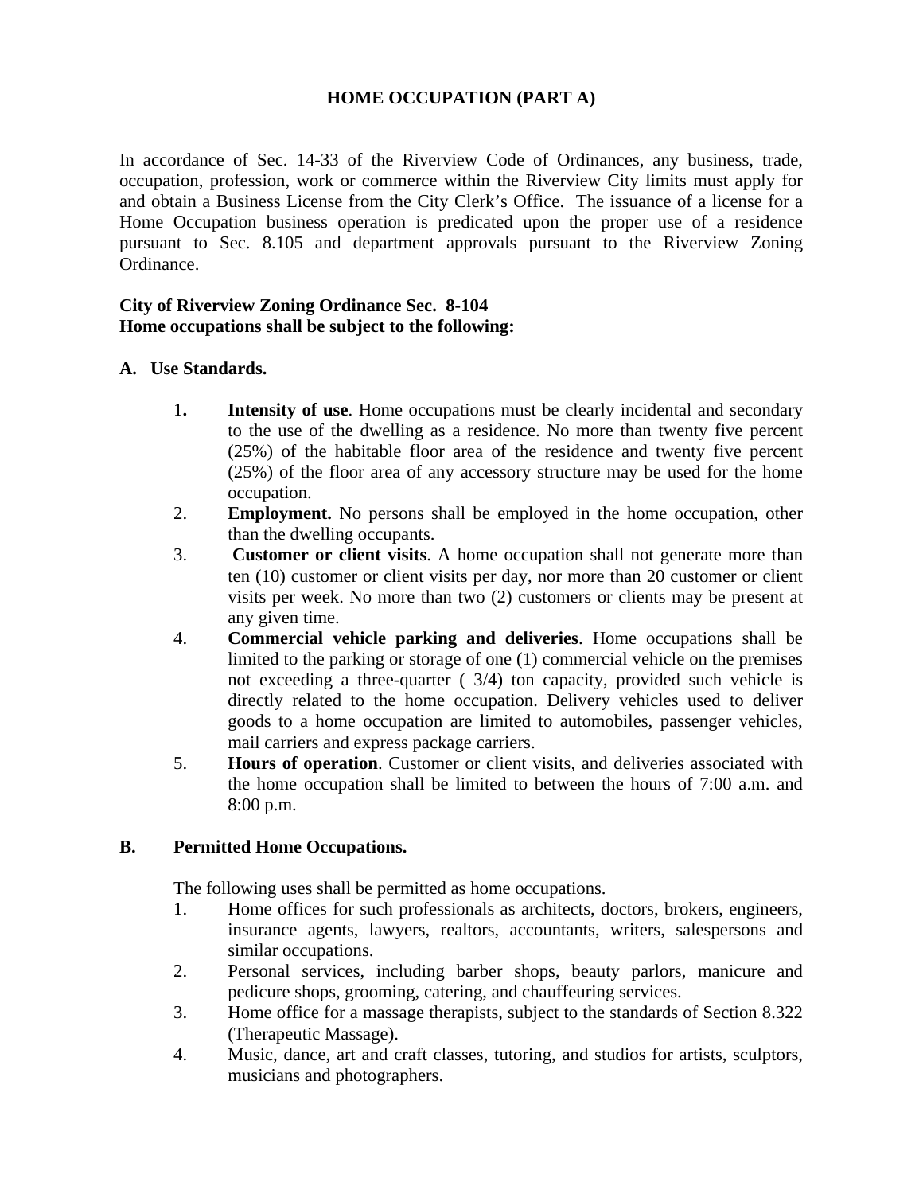# HOME OCCUPATION (PART A)

In accordance of Sec. 14-33 of the Riverview Code of Ordinances, any business, trade, occupation, profession, work or commerce within the Riverview City limits must apply for and obtain a Business License from the City Clerk's Office. The issuance of a license for a Home Occupation business operation is predicated upon the proper use of a residence pursuant to Sec. 8.105 and department approvals pursuant to the Riverview Zoning Ordinance.

**City of Riverview Zoning Ordinance Sec. 8-104**
**Home occupations shall be subject to the following:**

**A. Use Standards.**

1. **Intensity of use**. Home occupations must be clearly incidental and secondary to the use of the dwelling as a residence. No more than twenty five percent (25%) of the habitable floor area of the residence and twenty five percent (25%) of the floor area of any accessory structure may be used for the home occupation.
2. **Employment.** No persons shall be employed in the home occupation, other than the dwelling occupants.
3. **Customer or client visits**. A home occupation shall not generate more than ten (10) customer or client visits per day, nor more than 20 customer or client visits per week. No more than two (2) customers or clients may be present at any given time.
4. **Commercial vehicle parking and deliveries**. Home occupations shall be limited to the parking or storage of one (1) commercial vehicle on the premises not exceeding a three-quarter ( 3/4) ton capacity, provided such vehicle is directly related to the home occupation. Delivery vehicles used to deliver goods to a home occupation are limited to automobiles, passenger vehicles, mail carriers and express package carriers.
5. **Hours of operation**. Customer or client visits, and deliveries associated with the home occupation shall be limited to between the hours of 7:00 a.m. and 8:00 p.m.

**B. Permitted Home Occupations.**

The following uses shall be permitted as home occupations.

1. Home offices for such professionals as architects, doctors, brokers, engineers, insurance agents, lawyers, realtors, accountants, writers, salespersons and similar occupations.
2. Personal services, including barber shops, beauty parlors, manicure and pedicure shops, grooming, catering, and chauffeuring services.
3. Home office for a massage therapists, subject to the standards of Section 8.322 (Therapeutic Massage).
4. Music, dance, art and craft classes, tutoring, and studios for artists, sculptors, musicians and photographers.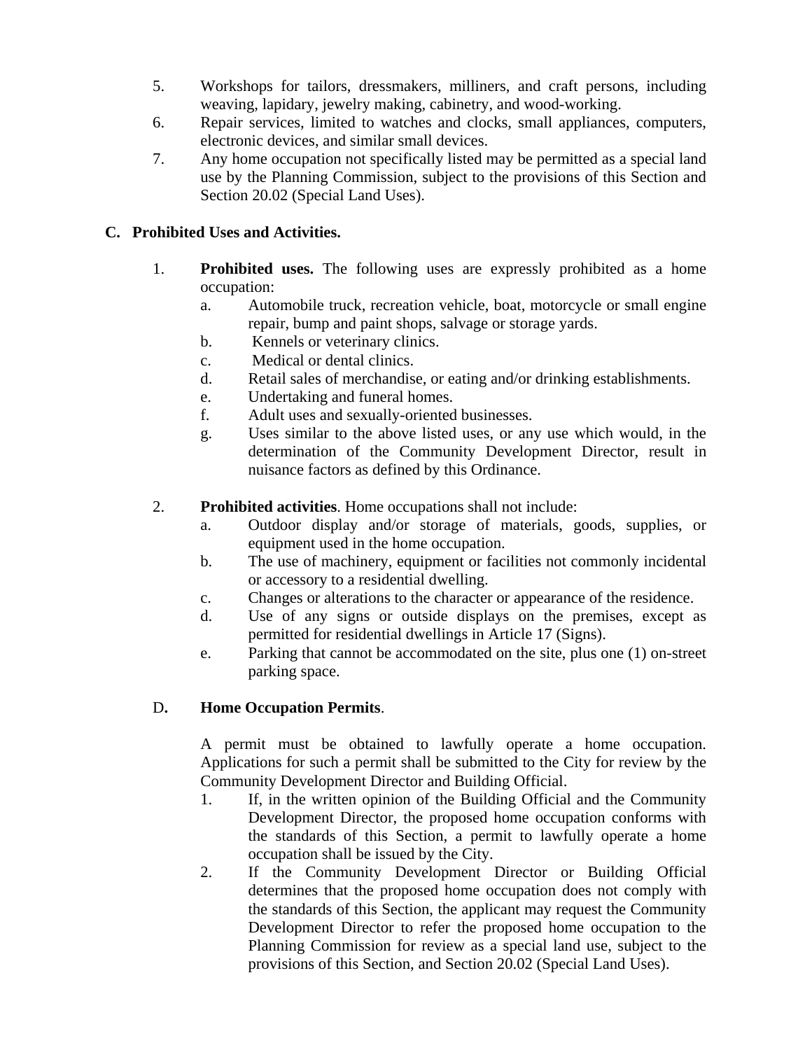5. Workshops for tailors, dressmakers, milliners, and craft persons, including weaving, lapidary, jewelry making, cabinetry, and wood-working.
6. Repair services, limited to watches and clocks, small appliances, computers, electronic devices, and similar small devices.
7. Any home occupation not specifically listed may be permitted as a special land use by the Planning Commission, subject to the provisions of this Section and Section 20.02 (Special Land Uses).

**C. Prohibited Uses and Activities.**

1. **Prohibited uses.** The following uses are expressly prohibited as a home occupation:
   a. Automobile truck, recreation vehicle, boat, motorcycle or small engine repair, bump and paint shops, salvage or storage yards.
   b. Kennels or veterinary clinics.
   c. Medical or dental clinics.
   d. Retail sales of merchandise, or eating and/or drinking establishments.
   e. Undertaking and funeral homes.
   f. Adult uses and sexually-oriented businesses.
   g. Uses similar to the above listed uses, or any use which would, in the determination of the Community Development Director, result in nuisance factors as defined by this Ordinance.

2. **Prohibited activities**. Home occupations shall not include:
   a. Outdoor display and/or storage of materials, goods, supplies, or equipment used in the home occupation.
   b. The use of machinery, equipment or facilities not commonly incidental or accessory to a residential dwelling.
   c. Changes or alterations to the character or appearance of the residence.
   d. Use of any signs or outside displays on the premises, except as permitted for residential dwellings in Article 17 (Signs).
   e. Parking that cannot be accommodated on the site, plus one (1) on-street parking space.

**D. Home Occupation Permits**.

A permit must be obtained to lawfully operate a home occupation. Applications for such a permit shall be submitted to the City for review by the Community Development Director and Building Official.

1. If, in the written opinion of the Building Official and the Community Development Director, the proposed home occupation conforms with the standards of this Section, a permit to lawfully operate a home occupation shall be issued by the City.
2. If the Community Development Director or Building Official determines that the proposed home occupation does not comply with the standards of this Section, the applicant may request the Community Development Director to refer the proposed home occupation to the Planning Commission for review as a special land use, subject to the provisions of this Section, and Section 20.02 (Special Land Uses).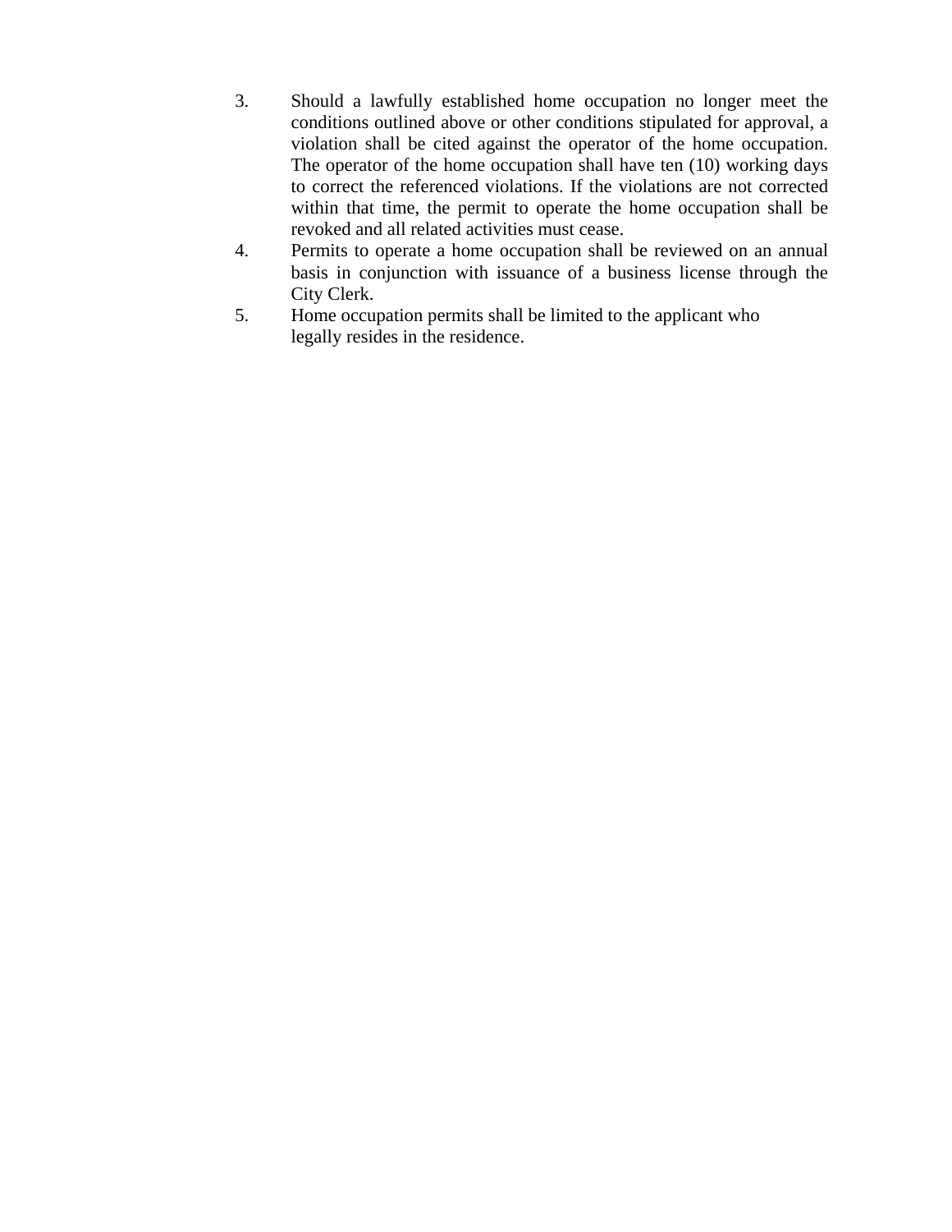3. Should a lawfully established home occupation no longer meet the conditions outlined above or other conditions stipulated for approval, a violation shall be cited against the operator of the home occupation. The operator of the home occupation shall have ten (10) working days to correct the referenced violations. If the violations are not corrected within that time, the permit to operate the home occupation shall be revoked and all related activities must cease.
4. Permits to operate a home occupation shall be reviewed on an annual basis in conjunction with issuance of a business license through the City Clerk.
5. Home occupation permits shall be limited to the applicant who legally resides in the residence.